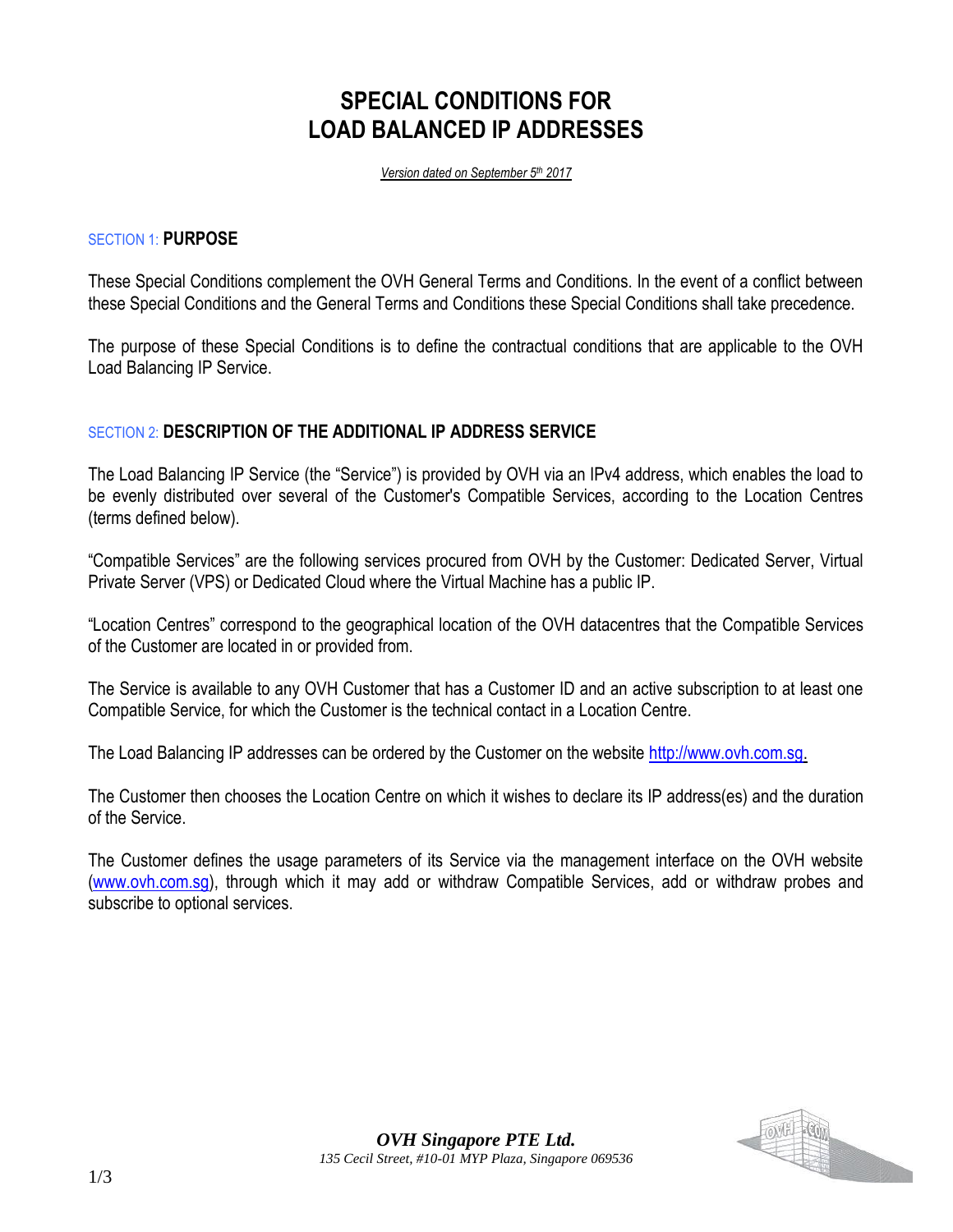# SPECIAL CONDITIONS FOR LOAD BALANCED IP ADDRESSES

*Version dated on September 5th 2017*

## SECTION 1: PURPOSE

These Special Conditions complement the OVH General Terms and Conditions. In the event of a conflict between these Special Conditions and the General Terms and Conditions these Special Conditions shall take precedence.

The purpose of these Special Conditions is to define the contractual conditions that are applicable to the OVH Load Balancing IP Service.

## SECTION 2: DESCRIPTION OF THE ADDITIONAL IP ADDRESS SERVICE

The Load Balancing IP Service (the "Service") is provided by OVH via an IPv4 address, which enables the load to be evenly distributed over several of the Customer's Compatible Services, according to the Location Centres (terms defined below).

"Compatible Services" are the following services procured from OVH by the Customer: Dedicated Server, Virtual Private Server (VPS) or Dedicated Cloud where the Virtual Machine has a public IP.

"Location Centres" correspond to the geographical location of the OVH datacentres that the Compatible Services of the Customer are located in or provided from.

The Service is available to any OVH Customer that has a Customer ID and an active subscription to at least one Compatible Service, for which the Customer is the technical contact in a Location Centre.

The Load Balancing IP addresses can be ordered by the Customer on the website http://www.ovh.com.sg.

The Customer then chooses the Location Centre on which it wishes to declare its IP address(es) and the duration of the Service.

The Customer defines the usage parameters of its Service via the management interface on the OVH website (www.ovh.com.sg), through which it may add or withdraw Compatible Services, add or withdraw probes and subscribe to optional services.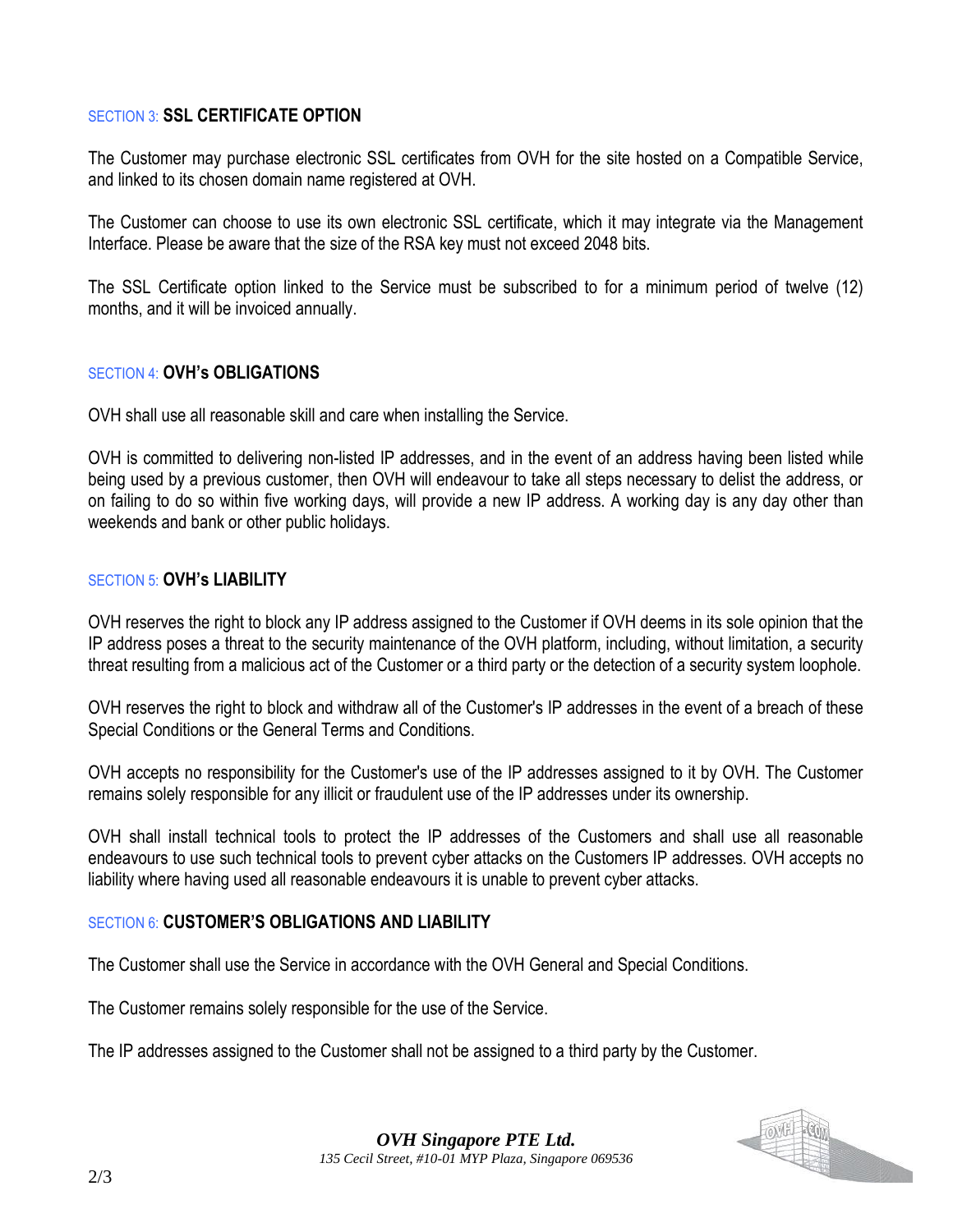## SECTION 3: SSL CERTIFICATE OPTION

The Customer may purchase electronic SSL certificates from OVH for the site hosted on a Compatible Service, and linked to its chosen domain name registered at OVH.

The Customer can choose to use its own electronic SSL certificate, which it may integrate via the Management Interface. Please be aware that the size of the RSA key must not exceed 2048 bits.

The SSL Certificate option linked to the Service must be subscribed to for a minimum period of twelve (12) months, and it will be invoiced annually.

## SECTION 4: OVH's OBLIGATIONS

OVH shall use all reasonable skill and care when installing the Service.

OVH is committed to delivering non-listed IP addresses, and in the event of an address having been listed while being used by a previous customer, then OVH will endeavour to take all steps necessary to delist the address, or on failing to do so within five working days, will provide a new IP address. A working day is any day other than weekends and bank or other public holidays.

## SECTION 5: OVH's LIABILITY

OVH reserves the right to block any IP address assigned to the Customer if OVH deems in its sole opinion that the IP address poses a threat to the security maintenance of the OVH platform, including, without limitation, a security threat resulting from a malicious act of the Customer or a third party or the detection of a security system loophole.

OVH reserves the right to block and withdraw all of the Customer's IP addresses in the event of a breach of these Special Conditions or the General Terms and Conditions.

OVH accepts no responsibility for the Customer's use of the IP addresses assigned to it by OVH. The Customer remains solely responsible for any illicit or fraudulent use of the IP addresses under its ownership.

OVH shall install technical tools to protect the IP addresses of the Customers and shall use all reasonable endeavours to use such technical tools to prevent cyber attacks on the Customers IP addresses. OVH accepts no liability where having used all reasonable endeavours it is unable to prevent cyber attacks.

## SECTION 6: CUSTOMER'S OBLIGATIONS AND LIABILITY

The Customer shall use the Service in accordance with the OVH General and Special Conditions.

The Customer remains solely responsible for the use of the Service.

The IP addresses assigned to the Customer shall not be assigned to a third party by the Customer.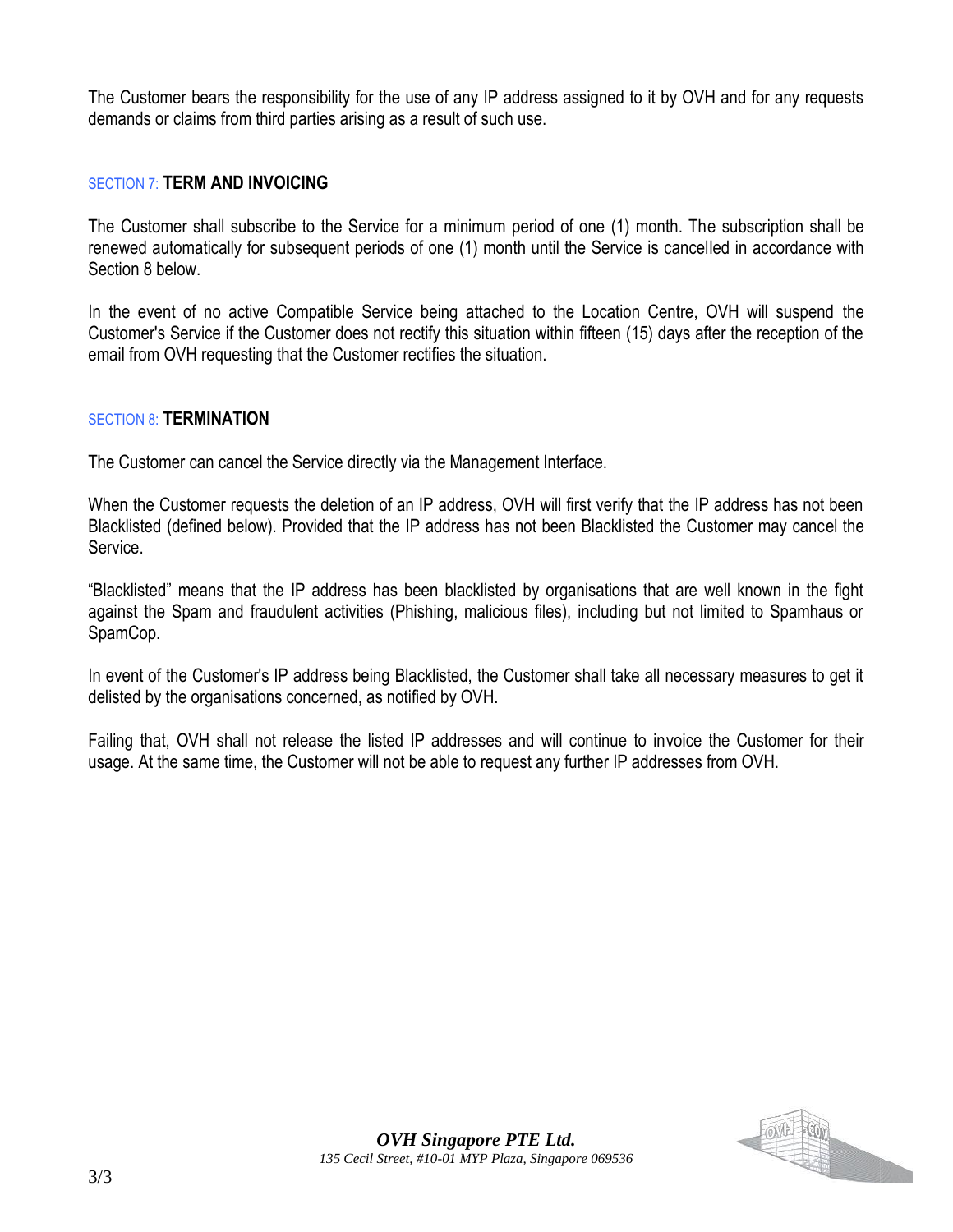The Customer bears the responsibility for the use of any IP address assigned to it by OVH and for any requests demands or claims from third parties arising as a result of such use.

## SECTION 7: **TERM AND INVOICING**

The Customer shall subscribe to the Service for a minimum period of one (1) month. The subscription shall be renewed automatically for subsequent periods of one (1) month until the Service is cancelled in accordance with Section 8 below.

In the event of no active Compatible Service being attached to the Location Centre, OVH will suspend the Customer's Service if the Customer does not rectify this situation within fifteen (15) days after the reception of the email from OVH requesting that the Customer rectifies the situation.

## SECTION 8: **TERMINATION**

The Customer can cancel the Service directly via the Management Interface.

When the Customer requests the deletion of an IP address, OVH will first verify that the IP address has not been Blacklisted (defined below). Provided that the IP address has not been Blacklisted the Customer may cancel the Service.

"Blacklisted" means that the IP address has been blacklisted by organisations that are well known in the fight against the Spam and fraudulent activities (Phishing, malicious files), including but not limited to Spamhaus or SpamCop.

In event of the Customer's IP address being Blacklisted, the Customer shall take all necessary measures to get it delisted by the organisations concerned, as notified by OVH.

Failing that, OVH shall not release the listed IP addresses and will continue to invoice the Customer for their usage. At the same time, the Customer will not be able to request any further IP addresses from OVH.